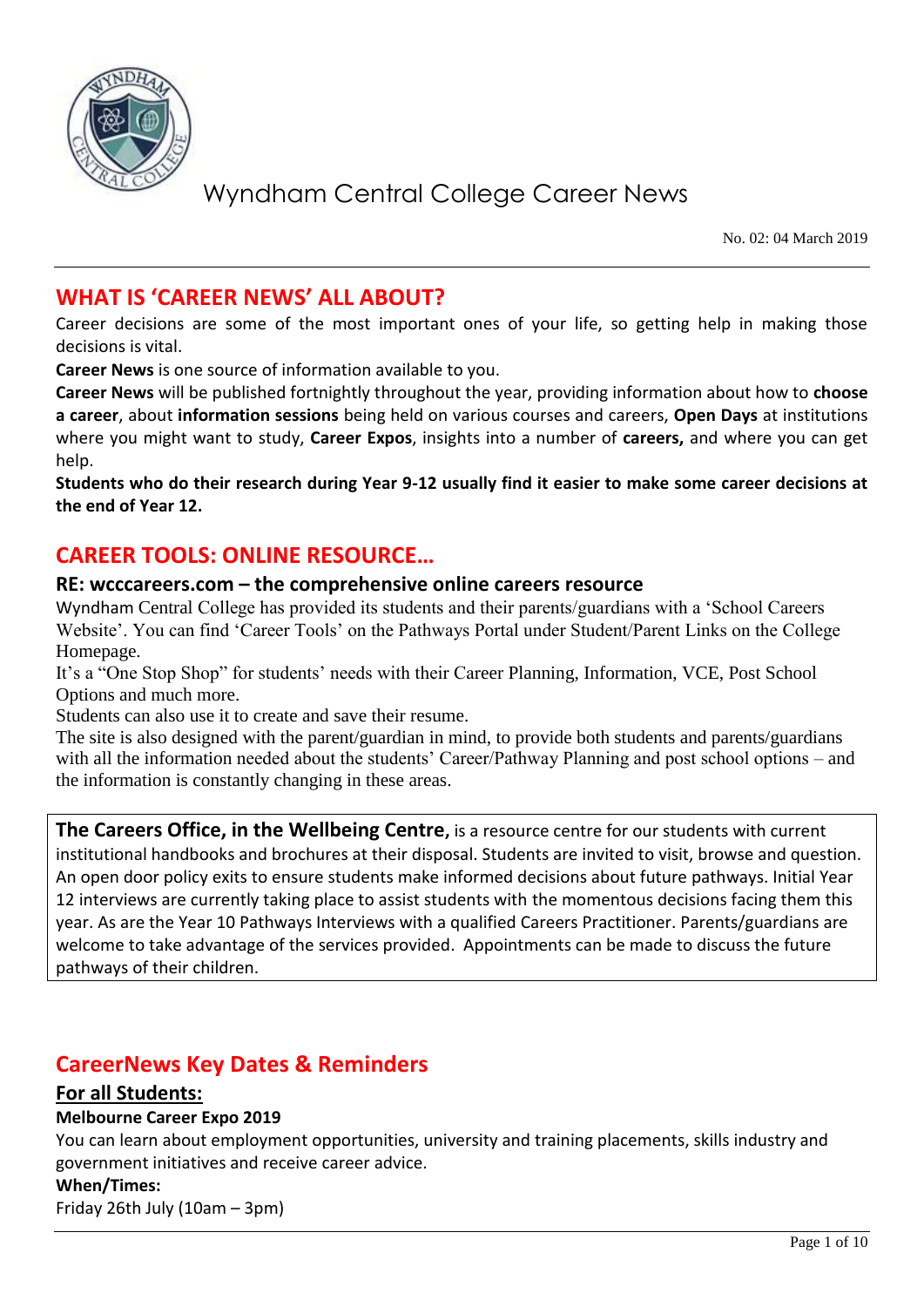# Wyndham Central College Career News

No. 02: 04 March 2019

## WHAT IS 'CAREER NEWS' ALL ABOUT?

Career decisions are some of the most important ones of your life, so getting help in making those decisions is vital.

**Career News** is one source of information available to you.

**Career News** will be published fortnightly throughout the year, providing information about how to **choose a career**, about **information sessions** being held on various courses and careers, **Open Days** at institutions where you might want to study, **Career Expos**, insights into a number of **careers,** and where you can get help.

**Students who do their research during Year 9-12 usually find it easier to make some career decisions at the end of Year 12.**

## CAREER TOOLS: ONLINE RESOURCE…

### RE: wcccareers.com – the comprehensive online careers resource

Wyndham Central College has provided its students and their parents/guardians with a 'School Careers Website'. You can find 'Career Tools' on the Pathways Portal under Student/Parent Links on the College Homepage.

It's a "One Stop Shop" for students' needs with their Career Planning, Information, VCE, Post School Options and much more.

Students can also use it to create and save their resume.

The site is also designed with the parent/guardian in mind, to provide both students and parents/guardians with all the information needed about the students' Career/Pathway Planning and post school options – and the information is constantly changing in these areas.

**The Careers Office, in the Wellbeing Centre,** is a resource centre for our students with current institutional handbooks and brochures at their disposal. Students are invited to visit, browse and question. An open door policy exits to ensure students make informed decisions about future pathways. Initial Year 12 interviews are currently taking place to assist students with the momentous decisions facing them this year. As are the Year 10 Pathways Interviews with a qualified Careers Practitioner. Parents/guardians are welcome to take advantage of the services provided. Appointments can be made to discuss the future pathways of their children.

## CareerNews Key Dates & Reminders

### For all Students:

**Melbourne Career Expo 2019**

You can learn about employment opportunities, university and training placements, skills industry and government initiatives and receive career advice.

**When/Times:**

Friday 26th July (10am – 3pm)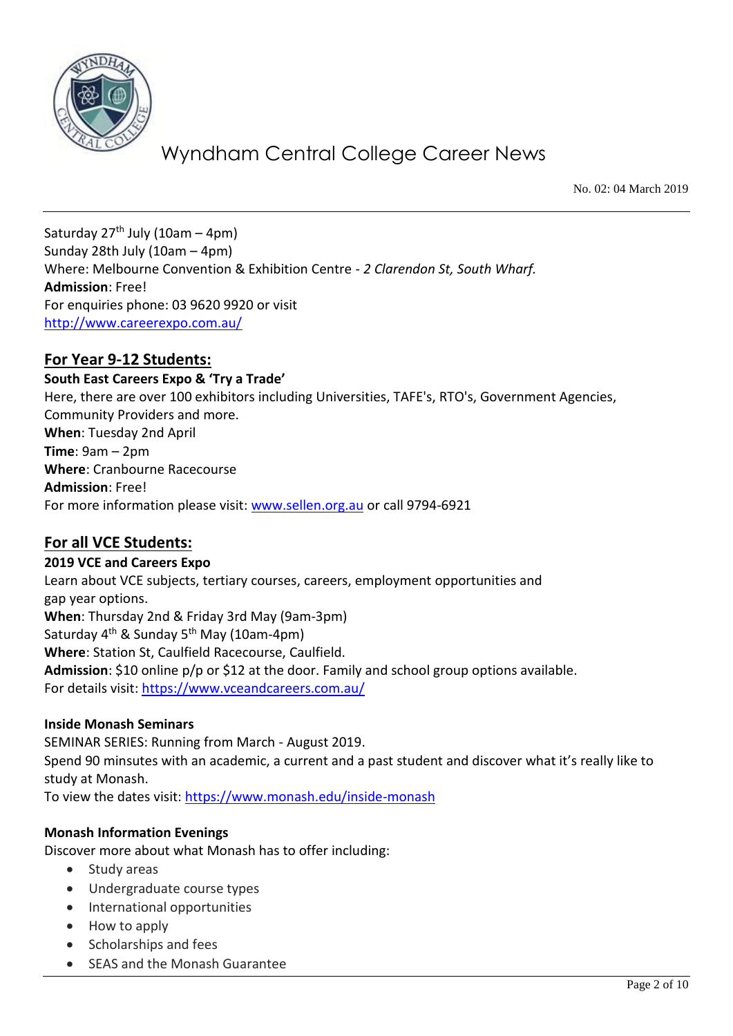Saturday 27th July (10am – 4pm)
Sunday 28th July (10am – 4pm)
Where: Melbourne Convention & Exhibition Centre - *2 Clarendon St, South Wharf.*
**Admission**: Free!
For enquiries phone: 03 9620 9920 or visit
http://www.careerexpo.com.au/

## For Year 9-12 Students:

**South East Careers Expo & 'Try a Trade'**
Here, there are over 100 exhibitors including Universities, TAFE's, RTO's, Government Agencies, Community Providers and more.
**When**: Tuesday 2nd April
**Time**: 9am – 2pm
**Where**: Cranbourne Racecourse
**Admission**: Free!
For more information please visit: www.sellen.org.au or call 9794-6921

## For all VCE Students:

**2019 VCE and Careers Expo**
Learn about VCE subjects, tertiary courses, careers, employment opportunities and gap year options.
**When**: Thursday 2nd & Friday 3rd May (9am-3pm)
Saturday 4th & Sunday 5th May (10am-4pm)
**Where**: Station St, Caulfield Racecourse, Caulfield.
**Admission**: $10 online p/p or $12 at the door. Family and school group options available.
For details visit: https://www.vceandcareers.com.au/

**Inside Monash Seminars**
SEMINAR SERIES: Running from March - August 2019.
Spend 90 minsutes with an academic, a current and a past student and discover what it's really like to study at Monash.
To view the dates visit: https://www.monash.edu/inside-monash

**Monash Information Evenings**
Discover more about what Monash has to offer including:

- Study areas
- Undergraduate course types
- International opportunities
- How to apply
- Scholarships and fees
- SEAS and the Monash Guarantee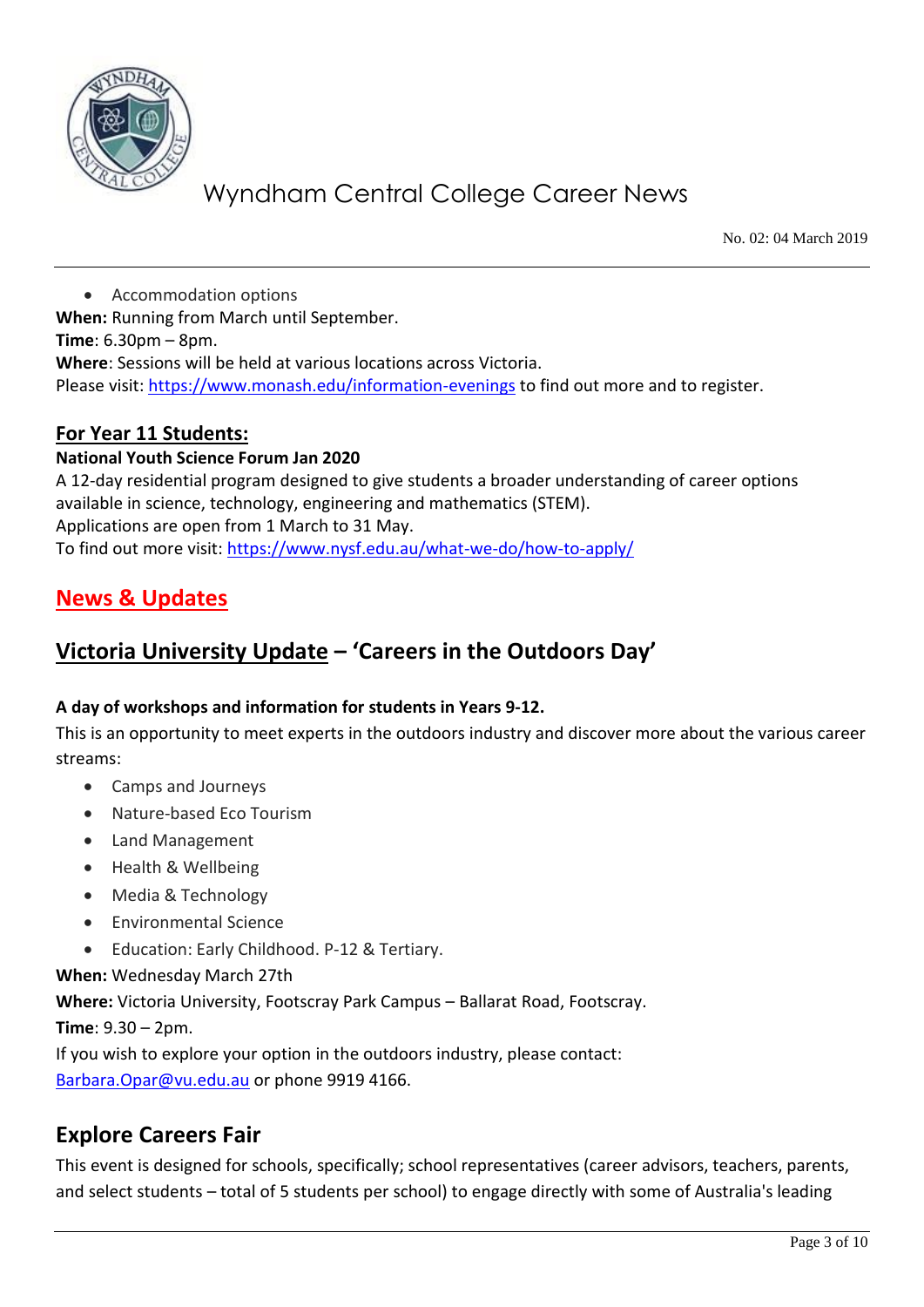- Accommodation options

**When:** Running from March until September.
**Time**: 6.30pm – 8pm.
**Where**: Sessions will be held at various locations across Victoria.
Please visit: https://www.monash.edu/information-evenings to find out more and to register.

## For Year 11 Students:

**National Youth Science Forum Jan 2020**
A 12-day residential program designed to give students a broader understanding of career options available in science, technology, engineering and mathematics (STEM).
Applications are open from 1 March to 31 May.
To find out more visit: https://www.nysf.edu.au/what-we-do/how-to-apply/

# News & Updates

## Victoria University Update – 'Careers in the Outdoors Day'

**A day of workshops and information for students in Years 9-12.**
This is an opportunity to meet experts in the outdoors industry and discover more about the various career streams:

- Camps and Journeys
- Nature-based Eco Tourism
- Land Management
- Health & Wellbeing
- Media & Technology
- Environmental Science
- Education: Early Childhood. P-12 & Tertiary.

**When:** Wednesday March 27th
**Where:** Victoria University, Footscray Park Campus – Ballarat Road, Footscray.
**Time**: 9.30 – 2pm.
If you wish to explore your option in the outdoors industry, please contact:
Barbara.Opar@vu.edu.au or phone 9919 4166.

## Explore Careers Fair

This event is designed for schools, specifically; school representatives (career advisors, teachers, parents, and select students – total of 5 students per school) to engage directly with some of Australia's leading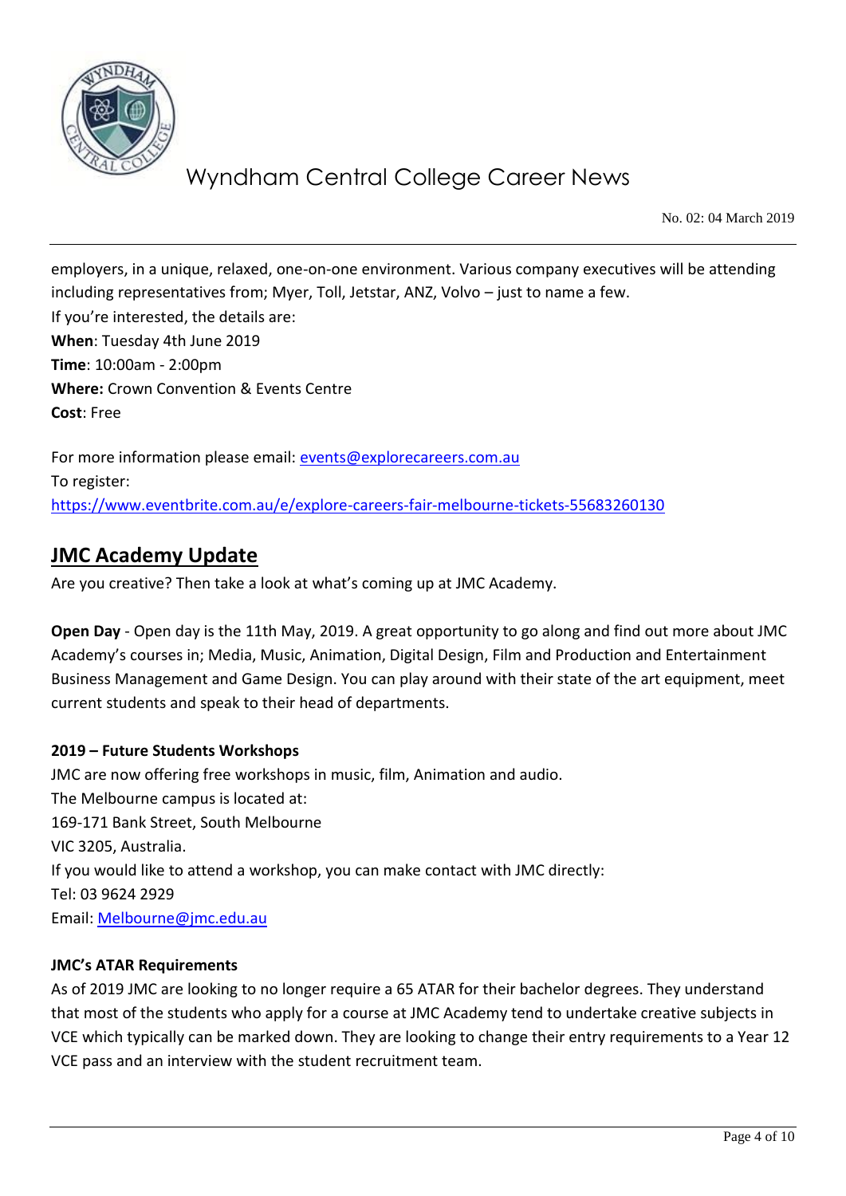employers, in a unique, relaxed, one-on-one environment. Various company executives will be attending including representatives from; Myer, Toll, Jetstar, ANZ, Volvo – just to name a few.
If you're interested, the details are:
**When**: Tuesday 4th June 2019
**Time**: 10:00am - 2:00pm
**Where:** Crown Convention & Events Centre
**Cost**: Free

For more information please email: [events@explorecareers.com.au](mailto:events@explorecareers.com.au)
To register:
[https://www.eventbrite.com.au/e/explore-careers-fair-melbourne-tickets-55683260130](https://www.eventbrite.com.au/e/explore-careers-fair-melbourne-tickets-55683260130)

## JMC Academy Update

Are you creative? Then take a look at what's coming up at JMC Academy.

**Open Day** - Open day is the 11th May, 2019. A great opportunity to go along and find out more about JMC Academy's courses in; Media, Music, Animation, Digital Design, Film and Production and Entertainment Business Management and Game Design. You can play around with their state of the art equipment, meet current students and speak to their head of departments.

**2019 – Future Students Workshops**

JMC are now offering free workshops in music, film, Animation and audio.
The Melbourne campus is located at:
169-171 Bank Street, South Melbourne
VIC 3205, Australia.
If you would like to attend a workshop, you can make contact with JMC directly:
Tel: 03 9624 2929
Email: [Melbourne@jmc.edu.au](mailto:Melbourne@jmc.edu.au)

**JMC's ATAR Requirements**

As of 2019 JMC are looking to no longer require a 65 ATAR for their bachelor degrees. They understand that most of the students who apply for a course at JMC Academy tend to undertake creative subjects in VCE which typically can be marked down. They are looking to change their entry requirements to a Year 12 VCE pass and an interview with the student recruitment team.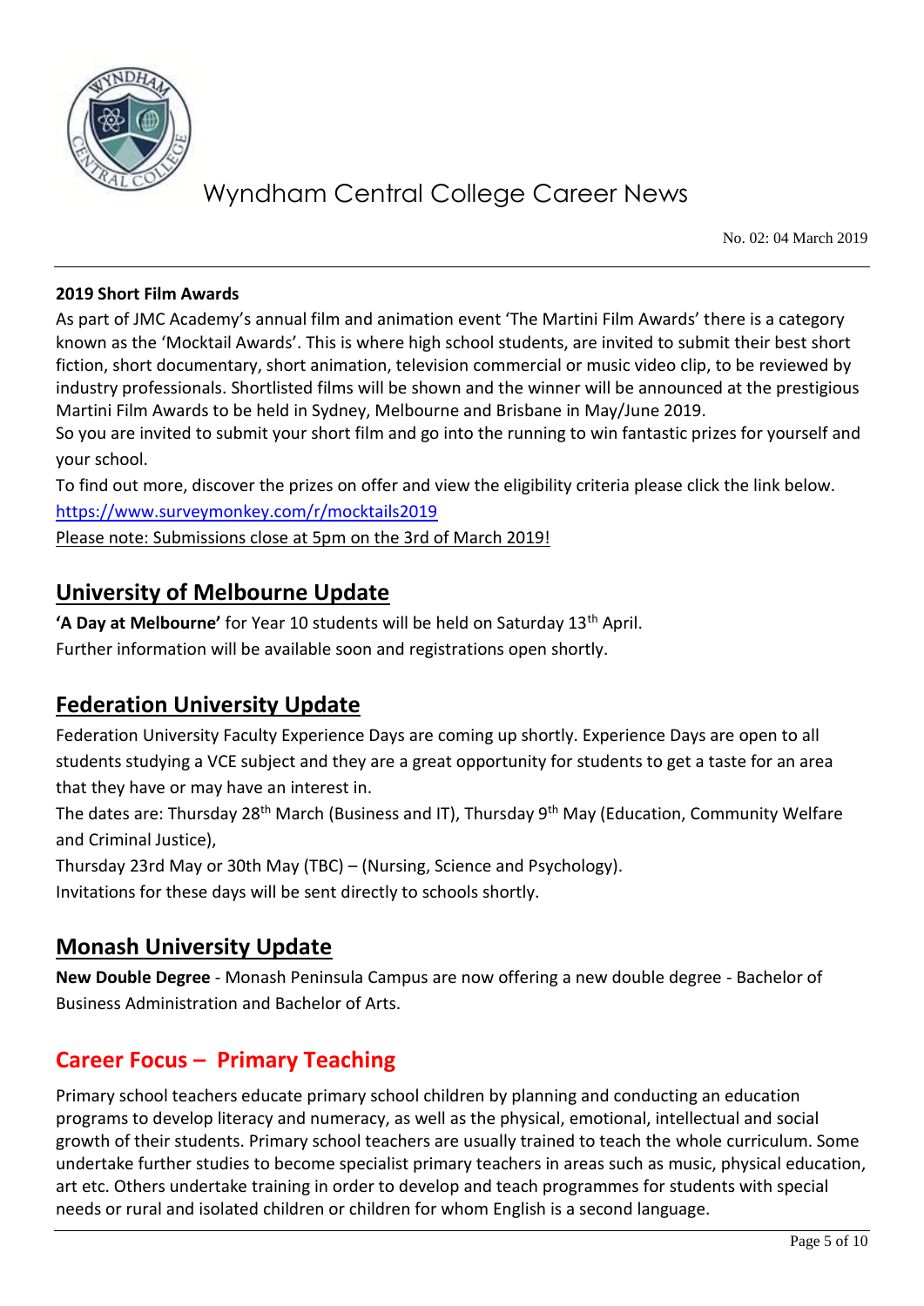**2019 Short Film Awards**

As part of JMC Academy's annual film and animation event 'The Martini Film Awards' there is a category known as the 'Mocktail Awards'. This is where high school students, are invited to submit their best short fiction, short documentary, short animation, television commercial or music video clip, to be reviewed by industry professionals. Shortlisted films will be shown and the winner will be announced at the prestigious Martini Film Awards to be held in Sydney, Melbourne and Brisbane in May/June 2019.

So you are invited to submit your short film and go into the running to win fantastic prizes for yourself and your school.

To find out more, discover the prizes on offer and view the eligibility criteria please click the link below.

https://www.surveymonkey.com/r/mocktails2019

Please note: Submissions close at 5pm on the 3rd of March 2019!

## University of Melbourne Update

**'A Day at Melbourne'** for Year 10 students will be held on Saturday 13th April.

Further information will be available soon and registrations open shortly.

## Federation University Update

Federation University Faculty Experience Days are coming up shortly. Experience Days are open to all students studying a VCE subject and they are a great opportunity for students to get a taste for an area that they have or may have an interest in.

The dates are: Thursday 28th March (Business and IT), Thursday 9th May (Education, Community Welfare and Criminal Justice),

Thursday 23rd May or 30th May (TBC) – (Nursing, Science and Psychology).

Invitations for these days will be sent directly to schools shortly.

## Monash University Update

**New Double Degree** - Monash Peninsula Campus are now offering a new double degree - Bachelor of Business Administration and Bachelor of Arts.

## Career Focus – Primary Teaching

Primary school teachers educate primary school children by planning and conducting an education programs to develop literacy and numeracy, as well as the physical, emotional, intellectual and social growth of their students. Primary school teachers are usually trained to teach the whole curriculum. Some undertake further studies to become specialist primary teachers in areas such as music, physical education, art etc. Others undertake training in order to develop and teach programmes for students with special needs or rural and isolated children or children for whom English is a second language.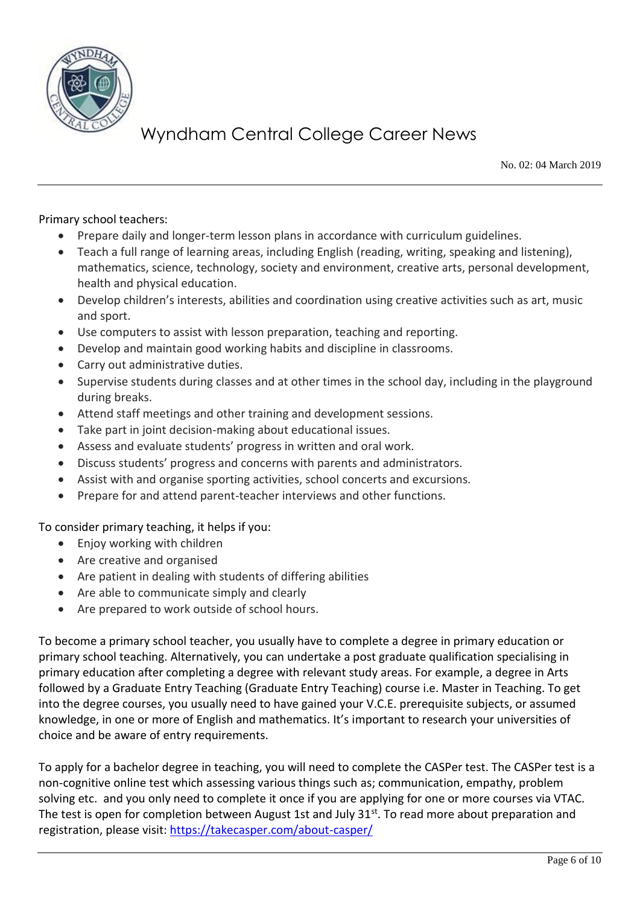Primary school teachers:

- Prepare daily and longer-term lesson plans in accordance with curriculum guidelines.
- Teach a full range of learning areas, including English (reading, writing, speaking and listening), mathematics, science, technology, society and environment, creative arts, personal development, health and physical education.
- Develop children's interests, abilities and coordination using creative activities such as art, music and sport.
- Use computers to assist with lesson preparation, teaching and reporting.
- Develop and maintain good working habits and discipline in classrooms.
- Carry out administrative duties.
- Supervise students during classes and at other times in the school day, including in the playground during breaks.
- Attend staff meetings and other training and development sessions.
- Take part in joint decision-making about educational issues.
- Assess and evaluate students' progress in written and oral work.
- Discuss students' progress and concerns with parents and administrators.
- Assist with and organise sporting activities, school concerts and excursions.
- Prepare for and attend parent-teacher interviews and other functions.

To consider primary teaching, it helps if you:

- Enjoy working with children
- Are creative and organised
- Are patient in dealing with students of differing abilities
- Are able to communicate simply and clearly
- Are prepared to work outside of school hours.

To become a primary school teacher, you usually have to complete a degree in primary education or primary school teaching. Alternatively, you can undertake a post graduate qualification specialising in primary education after completing a degree with relevant study areas. For example, a degree in Arts followed by a Graduate Entry Teaching (Graduate Entry Teaching) course i.e. Master in Teaching. To get into the degree courses, you usually need to have gained your V.C.E. prerequisite subjects, or assumed knowledge, in one or more of English and mathematics. It's important to research your universities of choice and be aware of entry requirements.

To apply for a bachelor degree in teaching, you will need to complete the CASPer test. The CASPer test is a non-cognitive online test which assessing various things such as; communication, empathy, problem solving etc. and you only need to complete it once if you are applying for one or more courses via VTAC. The test is open for completion between August 1st and July 31st. To read more about preparation and registration, please visit: [https://takecasper.com/about-casper/](https://takecasper.com/about-casper/)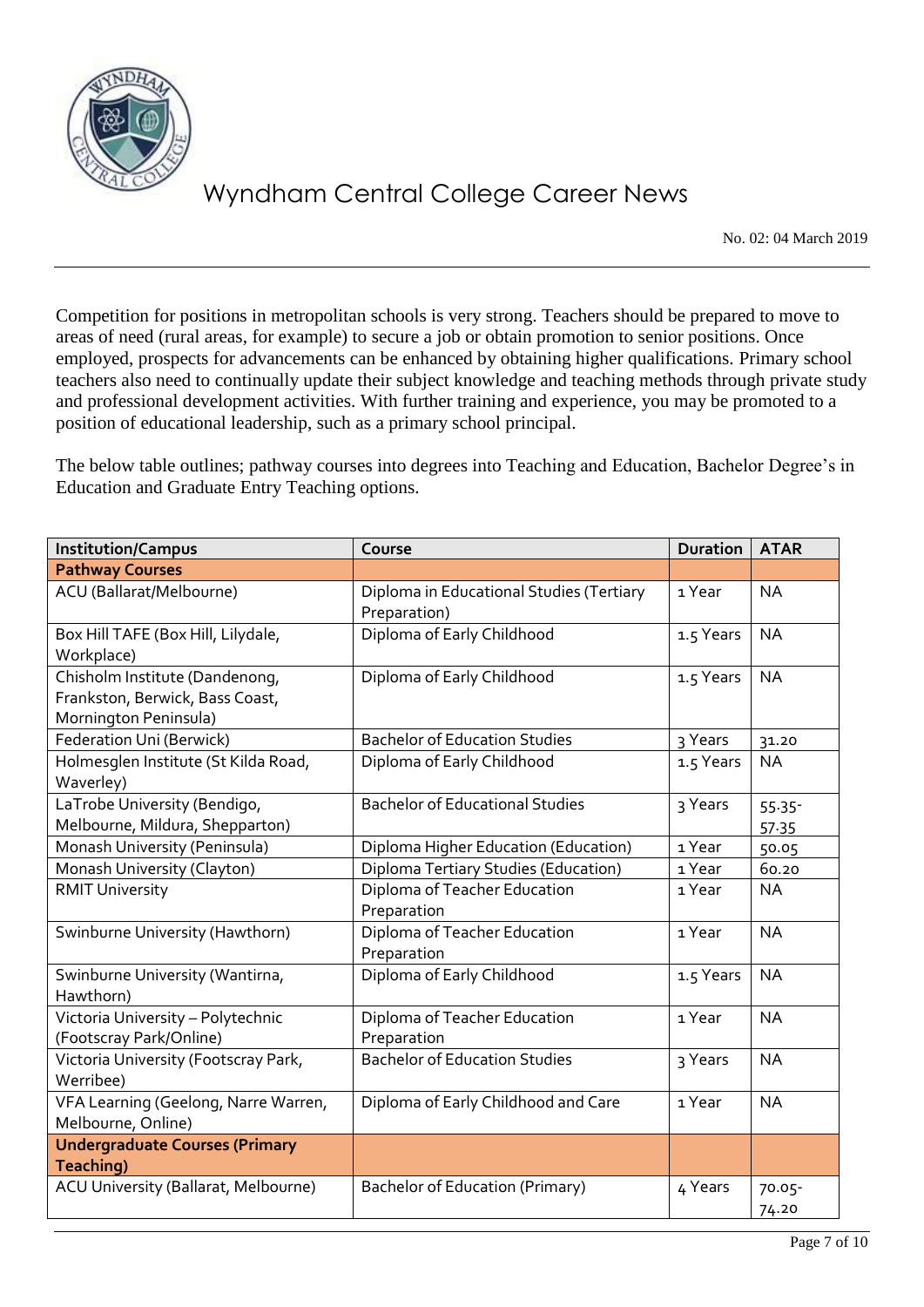Competition for positions in metropolitan schools is very strong. Teachers should be prepared to move to areas of need (rural areas, for example) to secure a job or obtain promotion to senior positions. Once employed, prospects for advancements can be enhanced by obtaining higher qualifications. Primary school teachers also need to continually update their subject knowledge and teaching methods through private study and professional development activities. With further training and experience, you may be promoted to a position of educational leadership, such as a primary school principal.

The below table outlines; pathway courses into degrees into Teaching and Education, Bachelor Degree's in Education and Graduate Entry Teaching options.

| Institution/Campus | Course | Duration | ATAR |
|---|---|---|---|
| **Pathway Courses** | | | |
| ACU (Ballarat/Melbourne) | Diploma in Educational Studies (Tertiary Preparation) | 1 Year | NA |
| Box Hill TAFE (Box Hill, Lilydale, Workplace) | Diploma of Early Childhood | 1.5 Years | NA |
| Chisholm Institute (Dandenong, Frankston, Berwick, Bass Coast, Mornington Peninsula) | Diploma of Early Childhood | 1.5 Years | NA |
| Federation Uni (Berwick) | Bachelor of Education Studies | 3 Years | 31.20 |
| Holmesglen Institute (St Kilda Road, Waverley) | Diploma of Early Childhood | 1.5 Years | NA |
| LaTrobe University (Bendigo, Melbourne, Mildura, Shepparton) | Bachelor of Educational Studies | 3 Years | 55.35-57.35 |
| Monash University (Peninsula) | Diploma Higher Education (Education) | 1 Year | 50.05 |
| Monash University (Clayton) | Diploma Tertiary Studies (Education) | 1 Year | 60.20 |
| RMIT University | Diploma of Teacher Education Preparation | 1 Year | NA |
| Swinburne University (Hawthorn) | Diploma of Teacher Education Preparation | 1 Year | NA |
| Swinburne University (Wantirna, Hawthorn) | Diploma of Early Childhood | 1.5 Years | NA |
| Victoria University – Polytechnic (Footscray Park/Online) | Diploma of Teacher Education Preparation | 1 Year | NA |
| Victoria University (Footscray Park, Werribee) | Bachelor of Education Studies | 3 Years | NA |
| VFA Learning (Geelong, Narre Warren, Melbourne, Online) | Diploma of Early Childhood and Care | 1 Year | NA |
| **Undergraduate Courses (Primary Teaching)** | | | |
| ACU University (Ballarat, Melbourne) | Bachelor of Education (Primary) | 4 Years | 70.05-74.20 |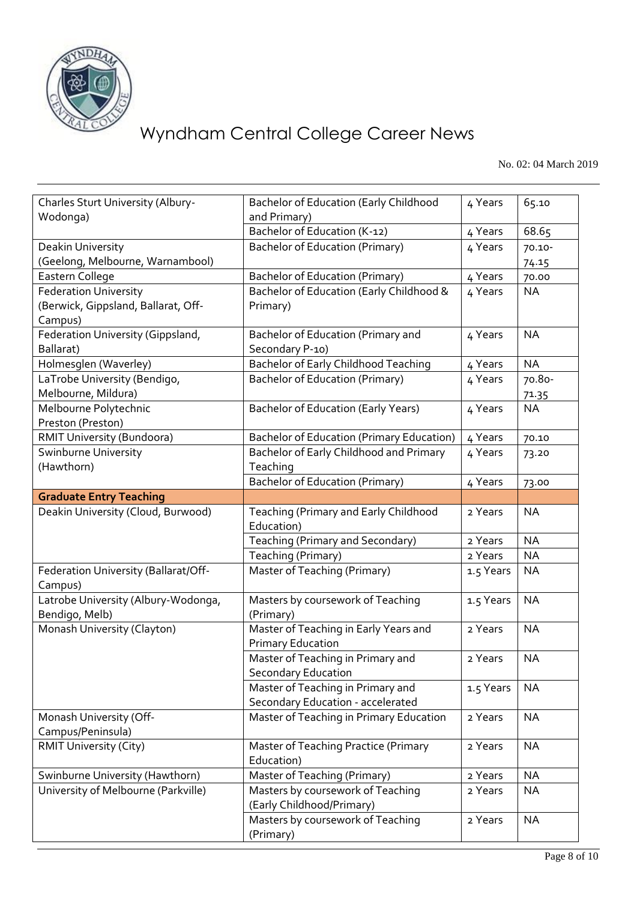| Charles Sturt University (Albury-Wodonga) | Bachelor of Education (Early Childhood and Primary) | 4 Years | 65.10 |
|---|---|---|---|
| | Bachelor of Education (K-12) | 4 Years | 68.65 |
| Deakin University (Geelong, Melbourne, Warnambool) | Bachelor of Education (Primary) | 4 Years | 70.10-74.15 |
| Eastern College | Bachelor of Education (Primary) | 4 Years | 70.00 |
| Federation University (Berwick, Gippsland, Ballarat, Off-Campus) | Bachelor of Education (Early Childhood & Primary) | 4 Years | NA |
| Federation University (Gippsland, Ballarat) | Bachelor of Education (Primary and Secondary P-10) | 4 Years | NA |
| Holmesglen (Waverley) | Bachelor of Early Childhood Teaching | 4 Years | NA |
| LaTrobe University (Bendigo, Melbourne, Mildura) | Bachelor of Education (Primary) | 4 Years | 70.80-71.35 |
| Melbourne Polytechnic Preston (Preston) | Bachelor of Education (Early Years) | 4 Years | NA |
| RMIT University (Bundoora) | Bachelor of Education (Primary Education) | 4 Years | 70.10 |
| Swinburne University (Hawthorn) | Bachelor of Early Childhood and Primary Teaching | 4 Years | 73.20 |
| | Bachelor of Education (Primary) | 4 Years | 73.00 |
| **Graduate Entry Teaching** | | | |
| Deakin University (Cloud, Burwood) | Teaching (Primary and Early Childhood Education) | 2 Years | NA |
| | Teaching (Primary and Secondary) | 2 Years | NA |
| | Teaching (Primary) | 2 Years | NA |
| Federation University (Ballarat/Off-Campus) | Master of Teaching (Primary) | 1.5 Years | NA |
| Latrobe University (Albury-Wodonga, Bendigo, Melb) | Masters by coursework of Teaching (Primary) | 1.5 Years | NA |
| Monash University (Clayton) | Master of Teaching in Early Years and Primary Education | 2 Years | NA |
| | Master of Teaching in Primary and Secondary Education | 2 Years | NA |
| | Master of Teaching in Primary and Secondary Education - accelerated | 1.5 Years | NA |
| Monash University (Off-Campus/Peninsula) | Master of Teaching in Primary Education | 2 Years | NA |
| RMIT University (City) | Master of Teaching Practice (Primary Education) | 2 Years | NA |
| Swinburne University (Hawthorn) | Master of Teaching (Primary) | 2 Years | NA |
| University of Melbourne (Parkville) | Masters by coursework of Teaching (Early Childhood/Primary) | 2 Years | NA |
| | Masters by coursework of Teaching (Primary) | 2 Years | NA |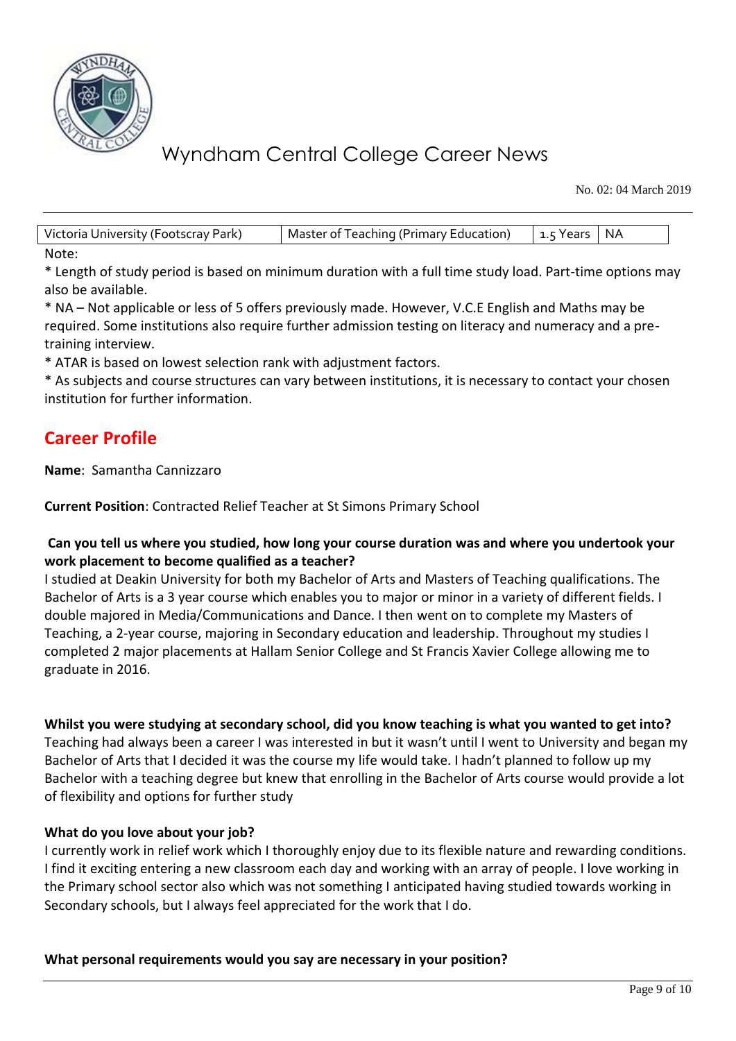| Victoria University (Footscray Park) | Master of Teaching (Primary Education) | 1.5 Years | NA |
|---|---|---|---|

Note:

* Length of study period is based on minimum duration with a full time study load. Part-time options may also be available.

* NA – Not applicable or less of 5 offers previously made. However, V.C.E English and Maths may be required. Some institutions also require further admission testing on literacy and numeracy and a pre-training interview.

* ATAR is based on lowest selection rank with adjustment factors.

* As subjects and course structures can vary between institutions, it is necessary to contact your chosen institution for further information.

## Career Profile

**Name**: Samantha Cannizzaro

**Current Position**: Contracted Relief Teacher at St Simons Primary School

**Can you tell us where you studied, how long your course duration was and where you undertook your work placement to become qualified as a teacher?**

I studied at Deakin University for both my Bachelor of Arts and Masters of Teaching qualifications. The Bachelor of Arts is a 3 year course which enables you to major or minor in a variety of different fields. I double majored in Media/Communications and Dance. I then went on to complete my Masters of Teaching, a 2-year course, majoring in Secondary education and leadership. Throughout my studies I completed 2 major placements at Hallam Senior College and St Francis Xavier College allowing me to graduate in 2016.

**Whilst you were studying at secondary school, did you know teaching is what you wanted to get into?**

Teaching had always been a career I was interested in but it wasn't until I went to University and began my Bachelor of Arts that I decided it was the course my life would take. I hadn't planned to follow up my Bachelor with a teaching degree but knew that enrolling in the Bachelor of Arts course would provide a lot of flexibility and options for further study

**What do you love about your job?**

I currently work in relief work which I thoroughly enjoy due to its flexible nature and rewarding conditions. I find it exciting entering a new classroom each day and working with an array of people. I love working in the Primary school sector also which was not something I anticipated having studied towards working in Secondary schools, but I always feel appreciated for the work that I do.

**What personal requirements would you say are necessary in your position?**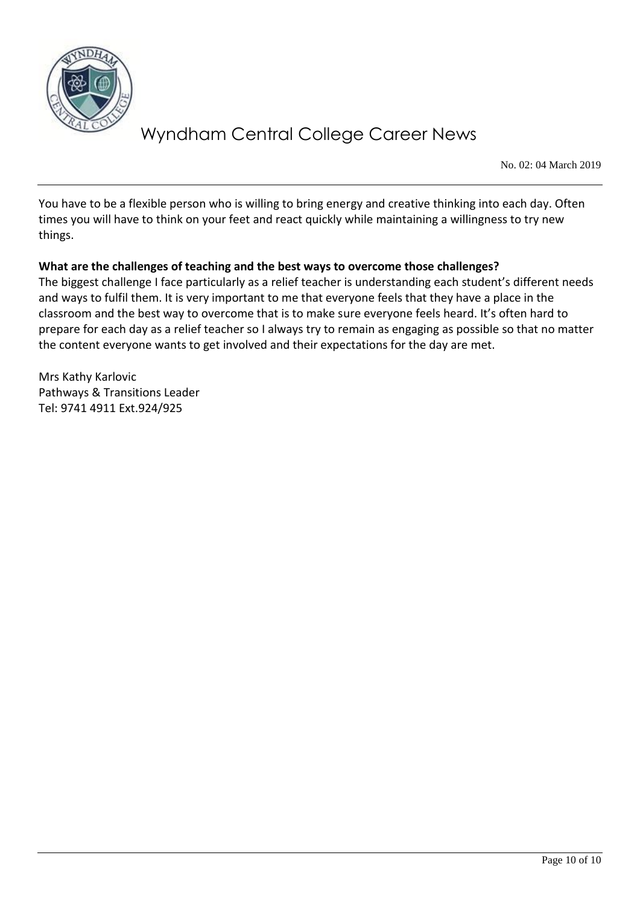You have to be a flexible person who is willing to bring energy and creative thinking into each day. Often times you will have to think on your feet and react quickly while maintaining a willingness to try new things.

**What are the challenges of teaching and the best ways to overcome those challenges?**

The biggest challenge I face particularly as a relief teacher is understanding each student's different needs and ways to fulfil them. It is very important to me that everyone feels that they have a place in the classroom and the best way to overcome that is to make sure everyone feels heard. It's often hard to prepare for each day as a relief teacher so I always try to remain as engaging as possible so that no matter the content everyone wants to get involved and their expectations for the day are met.

Mrs Kathy Karlovic
Pathways & Transitions Leader
Tel: 9741 4911 Ext.924/925